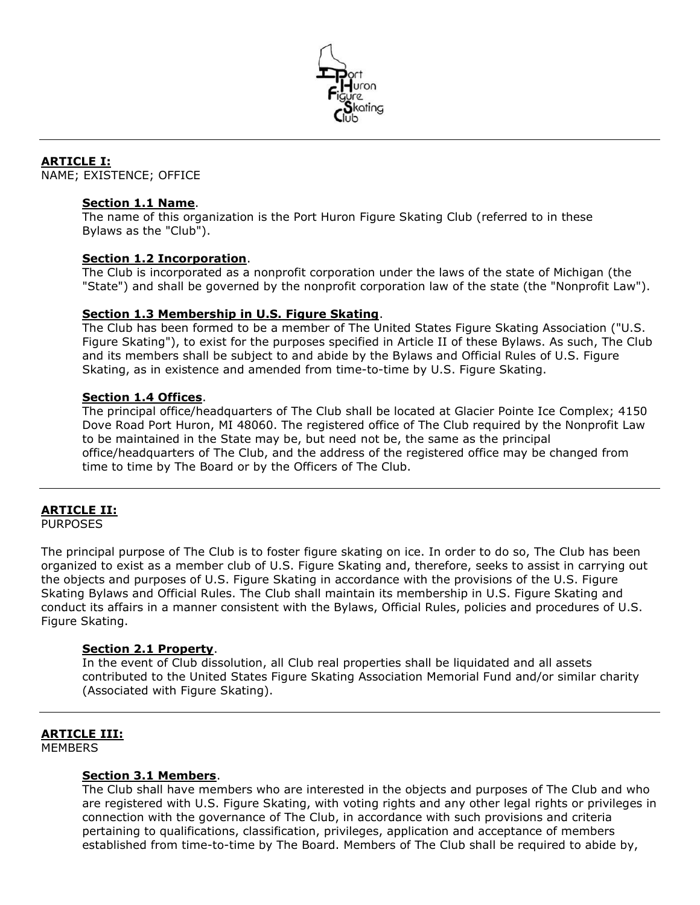## ARTICLE I:
NAME; EXISTENCE; OFFICE

### Section 1.1 Name.
The name of this organization is the Port Huron Figure Skating Club (referred to in these Bylaws as the "Club").

### Section 1.2 Incorporation.
The Club is incorporated as a nonprofit corporation under the laws of the state of Michigan (the "State") and shall be governed by the nonprofit corporation law of the state (the "Nonprofit Law").

### Section 1.3 Membership in U.S. Figure Skating.
The Club has been formed to be a member of The United States Figure Skating Association ("U.S. Figure Skating"), to exist for the purposes specified in Article II of these Bylaws. As such, The Club and its members shall be subject to and abide by the Bylaws and Official Rules of U.S. Figure Skating, as in existence and amended from time-to-time by U.S. Figure Skating.

### Section 1.4 Offices.
The principal office/headquarters of The Club shall be located at Glacier Pointe Ice Complex; 4150 Dove Road Port Huron, MI 48060. The registered office of The Club required by the Nonprofit Law to be maintained in the State may be, but need not be, the same as the principal office/headquarters of The Club, and the address of the registered office may be changed from time to time by The Board or by the Officers of The Club.

## ARTICLE II:
PURPOSES

The principal purpose of The Club is to foster figure skating on ice. In order to do so, The Club has been organized to exist as a member club of U.S. Figure Skating and, therefore, seeks to assist in carrying out the objects and purposes of U.S. Figure Skating in accordance with the provisions of the U.S. Figure Skating Bylaws and Official Rules. The Club shall maintain its membership in U.S. Figure Skating and conduct its affairs in a manner consistent with the Bylaws, Official Rules, policies and procedures of U.S. Figure Skating.

### Section 2.1 Property.
In the event of Club dissolution, all Club real properties shall be liquidated and all assets contributed to the United States Figure Skating Association Memorial Fund and/or similar charity (Associated with Figure Skating).

## ARTICLE III:
MEMBERS

### Section 3.1 Members.
The Club shall have members who are interested in the objects and purposes of The Club and who are registered with U.S. Figure Skating, with voting rights and any other legal rights or privileges in connection with the governance of The Club, in accordance with such provisions and criteria pertaining to qualifications, classification, privileges, application and acceptance of members established from time-to-time by The Board. Members of The Club shall be required to abide by,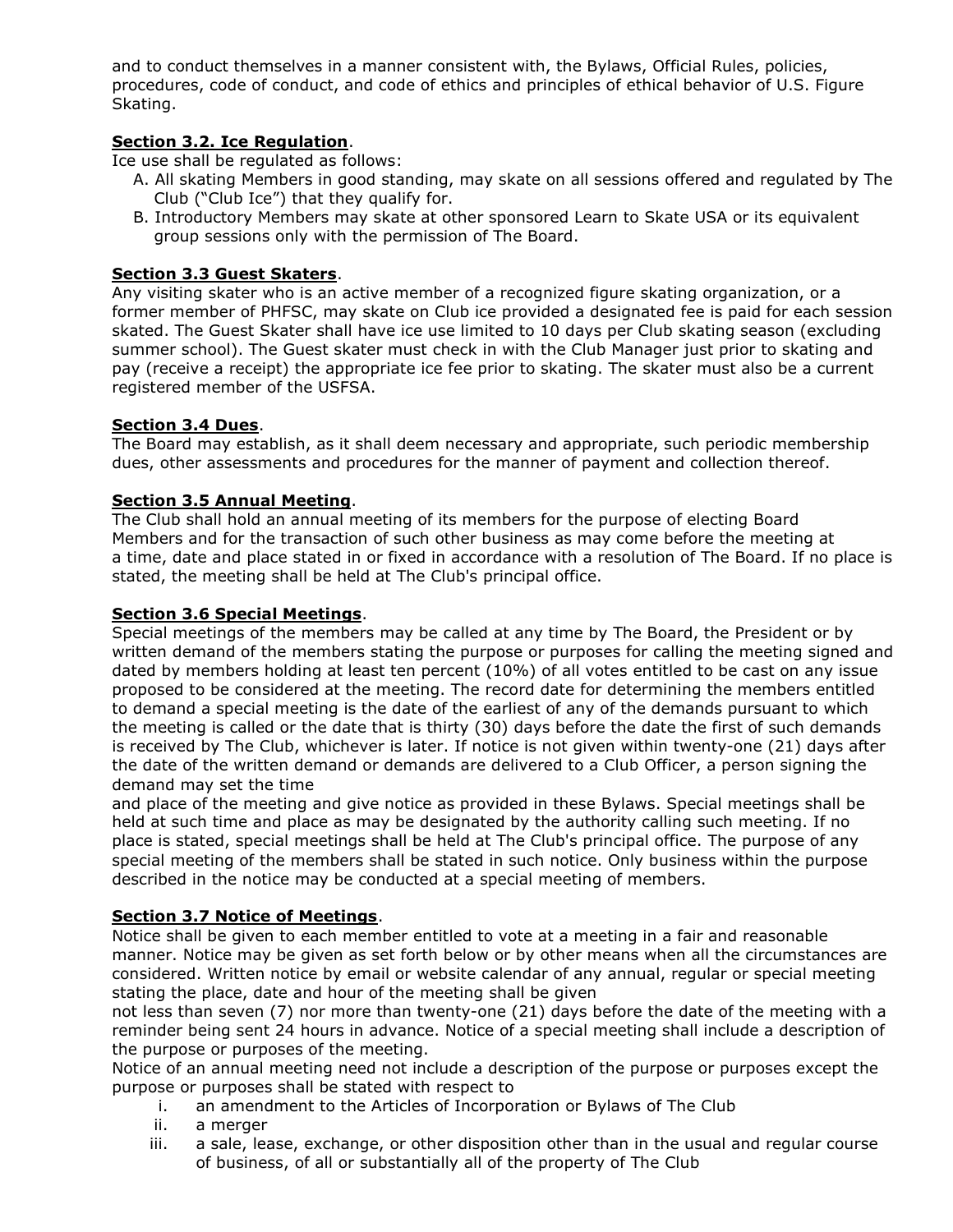and to conduct themselves in a manner consistent with, the Bylaws, Official Rules, policies, procedures, code of conduct, and code of ethics and principles of ethical behavior of U.S. Figure Skating.

**Section 3.2. Ice Regulation**.

Ice use shall be regulated as follows:

A. All skating Members in good standing, may skate on all sessions offered and regulated by The Club ("Club Ice") that they qualify for.
B. Introductory Members may skate at other sponsored Learn to Skate USA or its equivalent group sessions only with the permission of The Board.

**Section 3.3 Guest Skaters**.

Any visiting skater who is an active member of a recognized figure skating organization, or a former member of PHFSC, may skate on Club ice provided a designated fee is paid for each session skated. The Guest Skater shall have ice use limited to 10 days per Club skating season (excluding summer school). The Guest skater must check in with the Club Manager just prior to skating and pay (receive a receipt) the appropriate ice fee prior to skating. The skater must also be a current registered member of the USFSA.

**Section 3.4 Dues**.

The Board may establish, as it shall deem necessary and appropriate, such periodic membership dues, other assessments and procedures for the manner of payment and collection thereof.

**Section 3.5 Annual Meeting**.

The Club shall hold an annual meeting of its members for the purpose of electing Board Members and for the transaction of such other business as may come before the meeting at a time, date and place stated in or fixed in accordance with a resolution of The Board. If no place is stated, the meeting shall be held at The Club's principal office.

**Section 3.6 Special Meetings**.

Special meetings of the members may be called at any time by The Board, the President or by written demand of the members stating the purpose or purposes for calling the meeting signed and dated by members holding at least ten percent (10%) of all votes entitled to be cast on any issue proposed to be considered at the meeting. The record date for determining the members entitled to demand a special meeting is the date of the earliest of any of the demands pursuant to which the meeting is called or the date that is thirty (30) days before the date the first of such demands is received by The Club, whichever is later. If notice is not given within twenty-one (21) days after the date of the written demand or demands are delivered to a Club Officer, a person signing the demand may set the time and place of the meeting and give notice as provided in these Bylaws. Special meetings shall be held at such time and place as may be designated by the authority calling such meeting. If no place is stated, special meetings shall be held at The Club's principal office. The purpose of any special meeting of the members shall be stated in such notice. Only business within the purpose described in the notice may be conducted at a special meeting of members.

**Section 3.7 Notice of Meetings**.

Notice shall be given to each member entitled to vote at a meeting in a fair and reasonable manner. Notice may be given as set forth below or by other means when all the circumstances are considered. Written notice by email or website calendar of any annual, regular or special meeting stating the place, date and hour of the meeting shall be given not less than seven (7) nor more than twenty-one (21) days before the date of the meeting with a reminder being sent 24 hours in advance. Notice of a special meeting shall include a description of the purpose or purposes of the meeting.

Notice of an annual meeting need not include a description of the purpose or purposes except the purpose or purposes shall be stated with respect to

i. an amendment to the Articles of Incorporation or Bylaws of The Club
ii. a merger
iii. a sale, lease, exchange, or other disposition other than in the usual and regular course of business, of all or substantially all of the property of The Club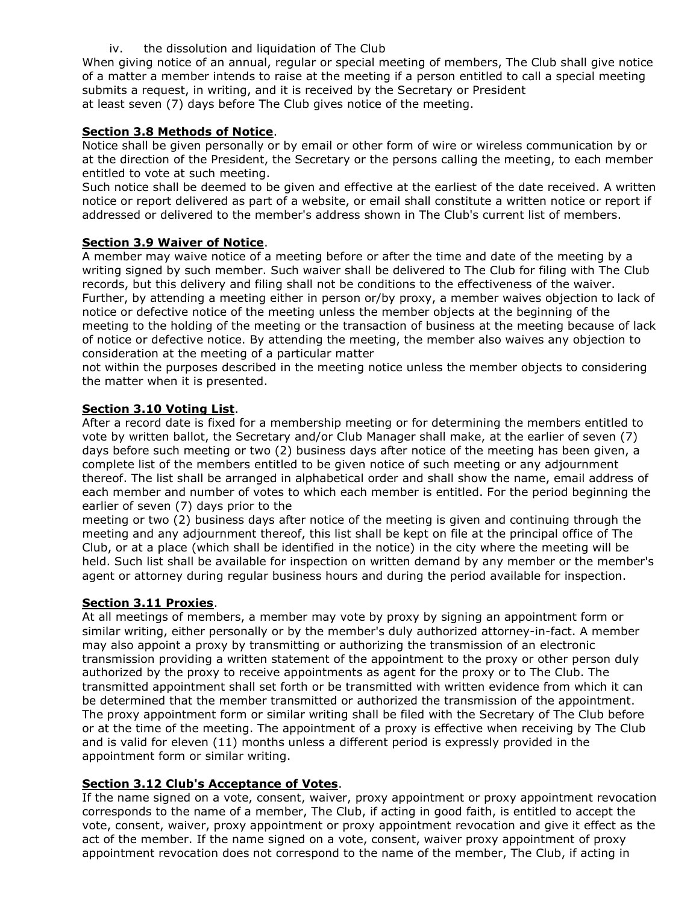iv. the dissolution and liquidation of The Club

When giving notice of an annual, regular or special meeting of members, The Club shall give notice of a matter a member intends to raise at the meeting if a person entitled to call a special meeting submits a request, in writing, and it is received by the Secretary or President at least seven (7) days before The Club gives notice of the meeting.

**<u>Section 3.8 Methods of Notice</u>**.

Notice shall be given personally or by email or other form of wire or wireless communication by or at the direction of the President, the Secretary or the persons calling the meeting, to each member entitled to vote at such meeting.

Such notice shall be deemed to be given and effective at the earliest of the date received. A written notice or report delivered as part of a website, or email shall constitute a written notice or report if addressed or delivered to the member's address shown in The Club's current list of members.

**<u>Section 3.9 Waiver of Notice</u>**.

A member may waive notice of a meeting before or after the time and date of the meeting by a writing signed by such member. Such waiver shall be delivered to The Club for filing with The Club records, but this delivery and filing shall not be conditions to the effectiveness of the waiver. Further, by attending a meeting either in person or/by proxy, a member waives objection to lack of notice or defective notice of the meeting unless the member objects at the beginning of the meeting to the holding of the meeting or the transaction of business at the meeting because of lack of notice or defective notice. By attending the meeting, the member also waives any objection to consideration at the meeting of a particular matter not within the purposes described in the meeting notice unless the member objects to considering the matter when it is presented.

**<u>Section 3.10 Voting List</u>**.

After a record date is fixed for a membership meeting or for determining the members entitled to vote by written ballot, the Secretary and/or Club Manager shall make, at the earlier of seven (7) days before such meeting or two (2) business days after notice of the meeting has been given, a complete list of the members entitled to be given notice of such meeting or any adjournment thereof. The list shall be arranged in alphabetical order and shall show the name, email address of each member and number of votes to which each member is entitled. For the period beginning the earlier of seven (7) days prior to the meeting or two (2) business days after notice of the meeting is given and continuing through the meeting and any adjournment thereof, this list shall be kept on file at the principal office of The Club, or at a place (which shall be identified in the notice) in the city where the meeting will be held. Such list shall be available for inspection on written demand by any member or the member's agent or attorney during regular business hours and during the period available for inspection.

**<u>Section 3.11 Proxies</u>**.

At all meetings of members, a member may vote by proxy by signing an appointment form or similar writing, either personally or by the member's duly authorized attorney-in-fact. A member may also appoint a proxy by transmitting or authorizing the transmission of an electronic transmission providing a written statement of the appointment to the proxy or other person duly authorized by the proxy to receive appointments as agent for the proxy or to The Club. The transmitted appointment shall set forth or be transmitted with written evidence from which it can be determined that the member transmitted or authorized the transmission of the appointment. The proxy appointment form or similar writing shall be filed with the Secretary of The Club before or at the time of the meeting. The appointment of a proxy is effective when receiving by The Club and is valid for eleven (11) months unless a different period is expressly provided in the appointment form or similar writing.

**<u>Section 3.12 Club's Acceptance of Votes</u>**.

If the name signed on a vote, consent, waiver, proxy appointment or proxy appointment revocation corresponds to the name of a member, The Club, if acting in good faith, is entitled to accept the vote, consent, waiver, proxy appointment or proxy appointment revocation and give it effect as the act of the member. If the name signed on a vote, consent, waiver proxy appointment of proxy appointment revocation does not correspond to the name of the member, The Club, if acting in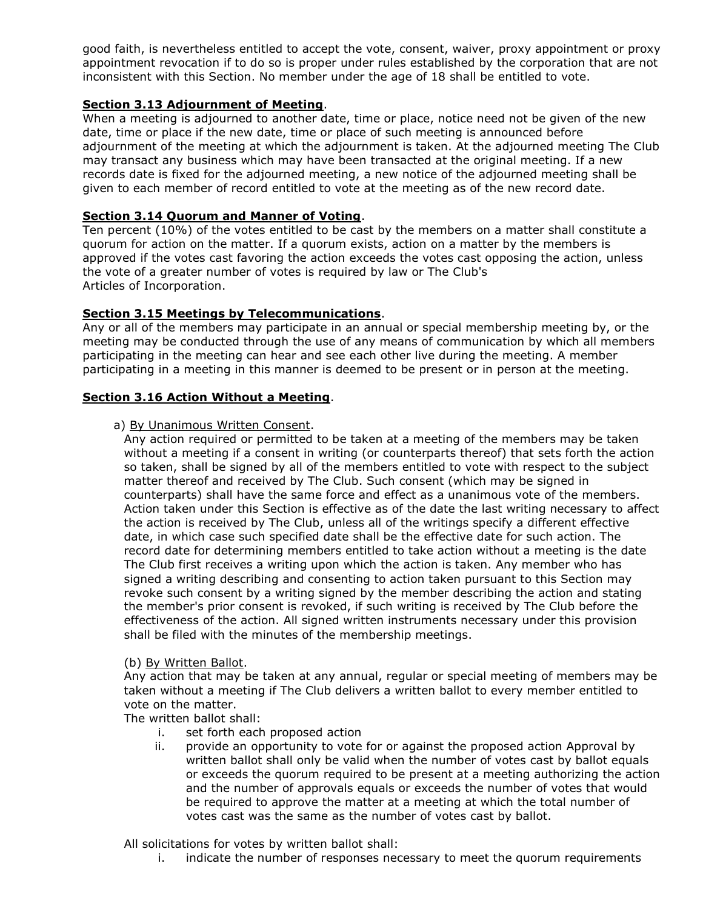good faith, is nevertheless entitled to accept the vote, consent, waiver, proxy appointment or proxy appointment revocation if to do so is proper under rules established by the corporation that are not inconsistent with this Section. No member under the age of 18 shall be entitled to vote.

**Section 3.13 Adjournment of Meeting**.

When a meeting is adjourned to another date, time or place, notice need not be given of the new date, time or place if the new date, time or place of such meeting is announced before adjournment of the meeting at which the adjournment is taken. At the adjourned meeting The Club may transact any business which may have been transacted at the original meeting. If a new records date is fixed for the adjourned meeting, a new notice of the adjourned meeting shall be given to each member of record entitled to vote at the meeting as of the new record date.

**Section 3.14 Quorum and Manner of Voting**.

Ten percent (10%) of the votes entitled to be cast by the members on a matter shall constitute a quorum for action on the matter. If a quorum exists, action on a matter by the members is approved if the votes cast favoring the action exceeds the votes cast opposing the action, unless the vote of a greater number of votes is required by law or The Club's Articles of Incorporation.

**Section 3.15 Meetings by Telecommunications**.

Any or all of the members may participate in an annual or special membership meeting by, or the meeting may be conducted through the use of any means of communication by which all members participating in the meeting can hear and see each other live during the meeting. A member participating in a meeting in this manner is deemed to be present or in person at the meeting.

**Section 3.16 Action Without a Meeting**.

a) By Unanimous Written Consent.

Any action required or permitted to be taken at a meeting of the members may be taken without a meeting if a consent in writing (or counterparts thereof) that sets forth the action so taken, shall be signed by all of the members entitled to vote with respect to the subject matter thereof and received by The Club. Such consent (which may be signed in counterparts) shall have the same force and effect as a unanimous vote of the members. Action taken under this Section is effective as of the date the last writing necessary to affect the action is received by The Club, unless all of the writings specify a different effective date, in which case such specified date shall be the effective date for such action. The record date for determining members entitled to take action without a meeting is the date The Club first receives a writing upon which the action is taken. Any member who has signed a writing describing and consenting to action taken pursuant to this Section may revoke such consent by a writing signed by the member describing the action and stating the member's prior consent is revoked, if such writing is received by The Club before the effectiveness of the action. All signed written instruments necessary under this provision shall be filed with the minutes of the membership meetings.

(b) By Written Ballot.

Any action that may be taken at any annual, regular or special meeting of members may be taken without a meeting if The Club delivers a written ballot to every member entitled to vote on the matter.

The written ballot shall:

i. set forth each proposed action
ii. provide an opportunity to vote for or against the proposed action Approval by written ballot shall only be valid when the number of votes cast by ballot equals or exceeds the quorum required to be present at a meeting authorizing the action and the number of approvals equals or exceeds the number of votes that would be required to approve the matter at a meeting at which the total number of votes cast was the same as the number of votes cast by ballot.

All solicitations for votes by written ballot shall:

i. indicate the number of responses necessary to meet the quorum requirements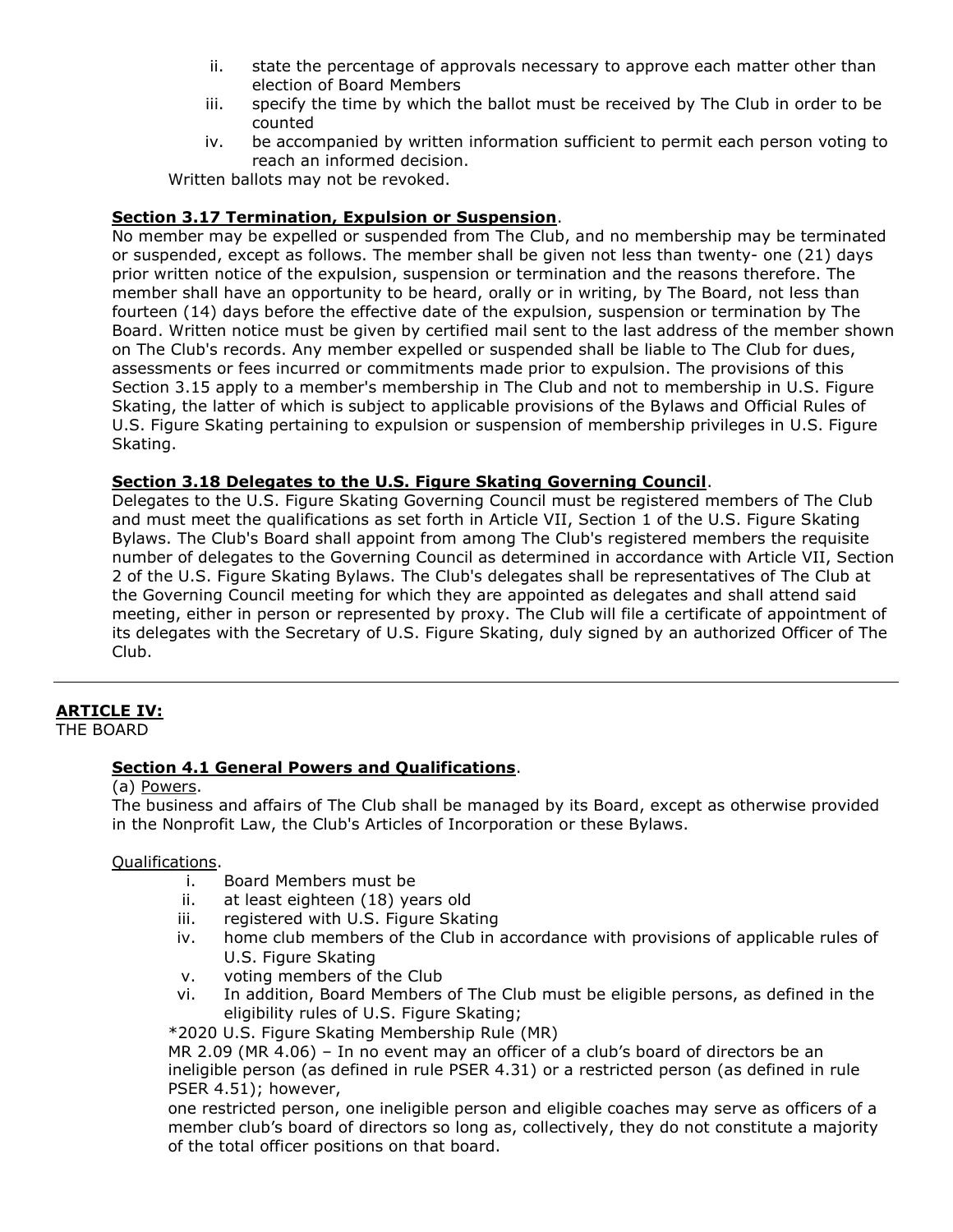ii. state the percentage of approvals necessary to approve each matter other than election of Board Members
iii. specify the time by which the ballot must be received by The Club in order to be counted
iv. be accompanied by written information sufficient to permit each person voting to reach an informed decision.

Written ballots may not be revoked.

**Section 3.17 Termination, Expulsion or Suspension**.

No member may be expelled or suspended from The Club, and no membership may be terminated or suspended, except as follows. The member shall be given not less than twenty- one (21) days prior written notice of the expulsion, suspension or termination and the reasons therefore. The member shall have an opportunity to be heard, orally or in writing, by The Board, not less than fourteen (14) days before the effective date of the expulsion, suspension or termination by The Board. Written notice must be given by certified mail sent to the last address of the member shown on The Club's records. Any member expelled or suspended shall be liable to The Club for dues, assessments or fees incurred or commitments made prior to expulsion. The provisions of this Section 3.15 apply to a member's membership in The Club and not to membership in U.S. Figure Skating, the latter of which is subject to applicable provisions of the Bylaws and Official Rules of U.S. Figure Skating pertaining to expulsion or suspension of membership privileges in U.S. Figure Skating.

**Section 3.18 Delegates to the U.S. Figure Skating Governing Council**.

Delegates to the U.S. Figure Skating Governing Council must be registered members of The Club and must meet the qualifications as set forth in Article VII, Section 1 of the U.S. Figure Skating Bylaws. The Club's Board shall appoint from among The Club's registered members the requisite number of delegates to the Governing Council as determined in accordance with Article VII, Section 2 of the U.S. Figure Skating Bylaws. The Club's delegates shall be representatives of The Club at the Governing Council meeting for which they are appointed as delegates and shall attend said meeting, either in person or represented by proxy. The Club will file a certificate of appointment of its delegates with the Secretary of U.S. Figure Skating, duly signed by an authorized Officer of The Club.

---

## ARTICLE IV:

THE BOARD

**Section 4.1 General Powers and Qualifications**.

(a) Powers.

The business and affairs of The Club shall be managed by its Board, except as otherwise provided in the Nonprofit Law, the Club's Articles of Incorporation or these Bylaws.

Qualifications.

i. Board Members must be
ii. at least eighteen (18) years old
iii. registered with U.S. Figure Skating
iv. home club members of the Club in accordance with provisions of applicable rules of U.S. Figure Skating
v. voting members of the Club
vi. In addition, Board Members of The Club must be eligible persons, as defined in the eligibility rules of U.S. Figure Skating;

*2020 U.S. Figure Skating Membership Rule (MR)

MR 2.09 (MR 4.06) – In no event may an officer of a club's board of directors be an ineligible person (as defined in rule PSER 4.31) or a restricted person (as defined in rule PSER 4.51); however,

one restricted person, one ineligible person and eligible coaches may serve as officers of a member club's board of directors so long as, collectively, they do not constitute a majority of the total officer positions on that board.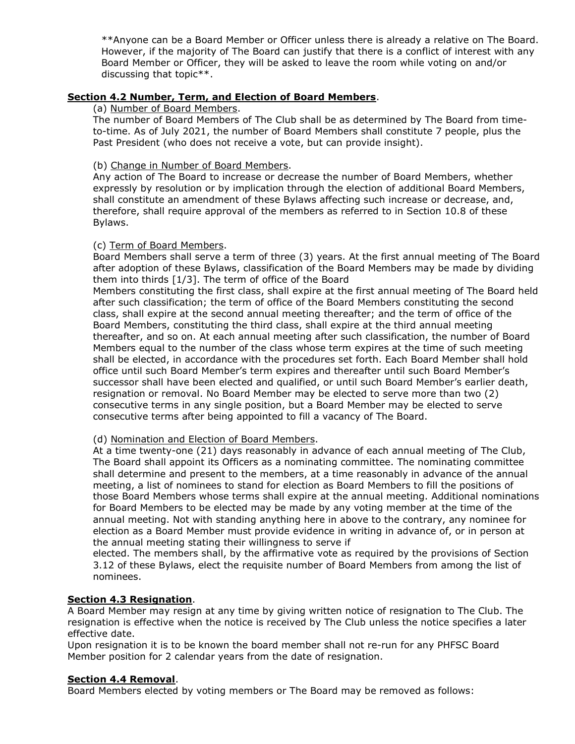**Anyone can be a Board Member or Officer unless there is already a relative on The Board. However, if the majority of The Board can justify that there is a conflict of interest with any Board Member or Officer, they will be asked to leave the room while voting on and/or discussing that topic**.

**Section 4.2 Number, Term, and Election of Board Members**.

(a) Number of Board Members.

The number of Board Members of The Club shall be as determined by The Board from time-to-time. As of July 2021, the number of Board Members shall constitute 7 people, plus the Past President (who does not receive a vote, but can provide insight).

(b) Change in Number of Board Members.

Any action of The Board to increase or decrease the number of Board Members, whether expressly by resolution or by implication through the election of additional Board Members, shall constitute an amendment of these Bylaws affecting such increase or decrease, and, therefore, shall require approval of the members as referred to in Section 10.8 of these Bylaws.

(c) Term of Board Members.

Board Members shall serve a term of three (3) years. At the first annual meeting of The Board after adoption of these Bylaws, classification of the Board Members may be made by dividing them into thirds [1/3]. The term of office of the Board Members constituting the first class, shall expire at the first annual meeting of The Board held after such classification; the term of office of the Board Members constituting the second class, shall expire at the second annual meeting thereafter; and the term of office of the Board Members, constituting the third class, shall expire at the third annual meeting thereafter, and so on. At each annual meeting after such classification, the number of Board Members equal to the number of the class whose term expires at the time of such meeting shall be elected, in accordance with the procedures set forth. Each Board Member shall hold office until such Board Member's term expires and thereafter until such Board Member's successor shall have been elected and qualified, or until such Board Member's earlier death, resignation or removal. No Board Member may be elected to serve more than two (2) consecutive terms in any single position, but a Board Member may be elected to serve consecutive terms after being appointed to fill a vacancy of The Board.

(d) Nomination and Election of Board Members.

At a time twenty-one (21) days reasonably in advance of each annual meeting of The Club, The Board shall appoint its Officers as a nominating committee. The nominating committee shall determine and present to the members, at a time reasonably in advance of the annual meeting, a list of nominees to stand for election as Board Members to fill the positions of those Board Members whose terms shall expire at the annual meeting. Additional nominations for Board Members to be elected may be made by any voting member at the time of the annual meeting. Not with standing anything here in above to the contrary, any nominee for election as a Board Member must provide evidence in writing in advance of, or in person at the annual meeting stating their willingness to serve if elected. The members shall, by the affirmative vote as required by the provisions of Section 3.12 of these Bylaws, elect the requisite number of Board Members from among the list of nominees.

**Section 4.3 Resignation**.

A Board Member may resign at any time by giving written notice of resignation to The Club. The resignation is effective when the notice is received by The Club unless the notice specifies a later effective date.

Upon resignation it is to be known the board member shall not re-run for any PHFSC Board Member position for 2 calendar years from the date of resignation.

**Section 4.4 Removal**.

Board Members elected by voting members or The Board may be removed as follows: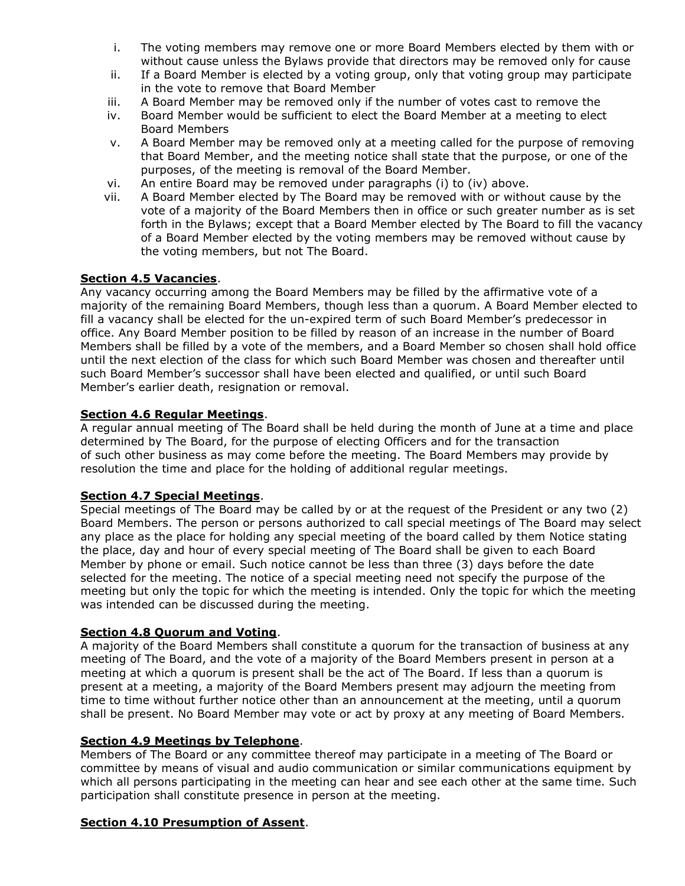i. The voting members may remove one or more Board Members elected by them with or without cause unless the Bylaws provide that directors may be removed only for cause
ii. If a Board Member is elected by a voting group, only that voting group may participate in the vote to remove that Board Member
iii. A Board Member may be removed only if the number of votes cast to remove the
iv. Board Member would be sufficient to elect the Board Member at a meeting to elect Board Members
v. A Board Member may be removed only at a meeting called for the purpose of removing that Board Member, and the meeting notice shall state that the purpose, or one of the purposes, of the meeting is removal of the Board Member.
vi. An entire Board may be removed under paragraphs (i) to (iv) above.
vii. A Board Member elected by The Board may be removed with or without cause by the vote of a majority of the Board Members then in office or such greater number as is set forth in the Bylaws; except that a Board Member elected by The Board to fill the vacancy of a Board Member elected by the voting members may be removed without cause by the voting members, but not The Board.

**Section 4.5 Vacancies**.
Any vacancy occurring among the Board Members may be filled by the affirmative vote of a majority of the remaining Board Members, though less than a quorum. A Board Member elected to fill a vacancy shall be elected for the un-expired term of such Board Member's predecessor in office. Any Board Member position to be filled by reason of an increase in the number of Board Members shall be filled by a vote of the members, and a Board Member so chosen shall hold office until the next election of the class for which such Board Member was chosen and thereafter until such Board Member's successor shall have been elected and qualified, or until such Board Member's earlier death, resignation or removal.

**Section 4.6 Regular Meetings**.
A regular annual meeting of The Board shall be held during the month of June at a time and place determined by The Board, for the purpose of electing Officers and for the transaction of such other business as may come before the meeting. The Board Members may provide by resolution the time and place for the holding of additional regular meetings.

**Section 4.7 Special Meetings**.
Special meetings of The Board may be called by or at the request of the President or any two (2) Board Members. The person or persons authorized to call special meetings of The Board may select any place as the place for holding any special meeting of the board called by them Notice stating the place, day and hour of every special meeting of The Board shall be given to each Board Member by phone or email. Such notice cannot be less than three (3) days before the date selected for the meeting. The notice of a special meeting need not specify the purpose of the meeting but only the topic for which the meeting is intended. Only the topic for which the meeting was intended can be discussed during the meeting.

**Section 4.8 Quorum and Voting**.
A majority of the Board Members shall constitute a quorum for the transaction of business at any meeting of The Board, and the vote of a majority of the Board Members present in person at a meeting at which a quorum is present shall be the act of The Board. If less than a quorum is present at a meeting, a majority of the Board Members present may adjourn the meeting from time to time without further notice other than an announcement at the meeting, until a quorum shall be present. No Board Member may vote or act by proxy at any meeting of Board Members.

**Section 4.9 Meetings by Telephone**.
Members of The Board or any committee thereof may participate in a meeting of The Board or committee by means of visual and audio communication or similar communications equipment by which all persons participating in the meeting can hear and see each other at the same time. Such participation shall constitute presence in person at the meeting.

**Section 4.10 Presumption of Assent**.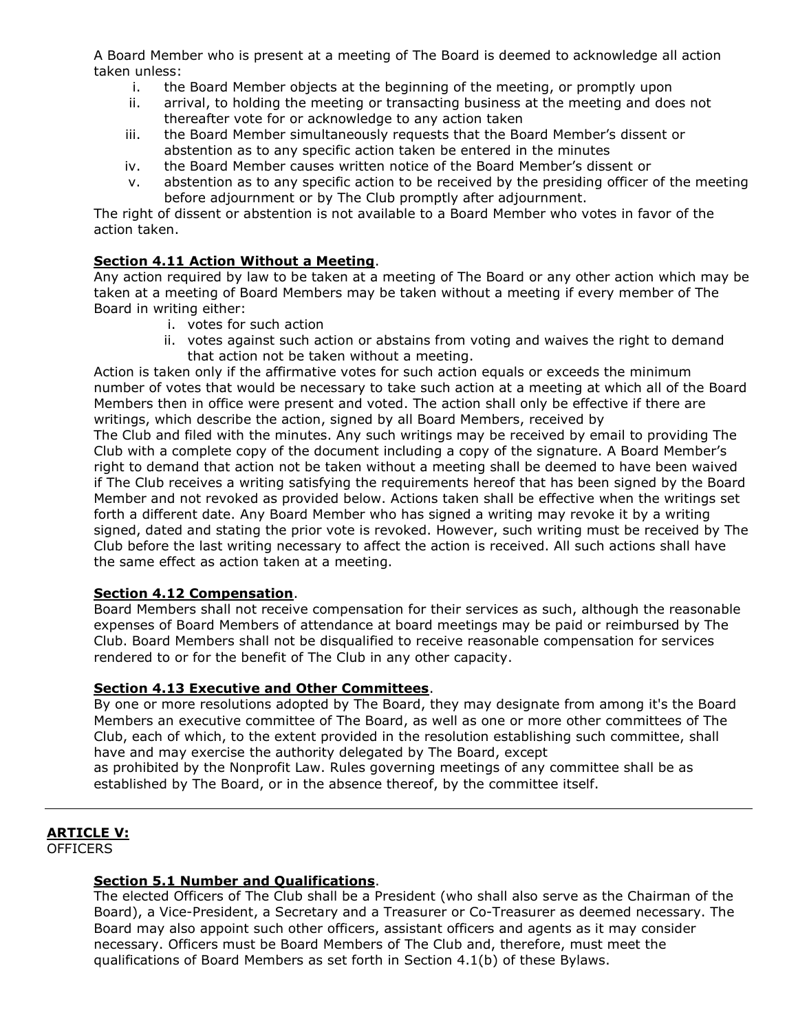A Board Member who is present at a meeting of The Board is deemed to acknowledge all action taken unless:

i. the Board Member objects at the beginning of the meeting, or promptly upon
ii. arrival, to holding the meeting or transacting business at the meeting and does not thereafter vote for or acknowledge to any action taken
iii. the Board Member simultaneously requests that the Board Member's dissent or abstention as to any specific action taken be entered in the minutes
iv. the Board Member causes written notice of the Board Member's dissent or
v. abstention as to any specific action to be received by the presiding officer of the meeting before adjournment or by The Club promptly after adjournment.

The right of dissent or abstention is not available to a Board Member who votes in favor of the action taken.

**<u>Section 4.11 Action Without a Meeting</u>**.

Any action required by law to be taken at a meeting of The Board or any other action which may be taken at a meeting of Board Members may be taken without a meeting if every member of The Board in writing either:

i. votes for such action
ii. votes against such action or abstains from voting and waives the right to demand that action not be taken without a meeting.

Action is taken only if the affirmative votes for such action equals or exceeds the minimum number of votes that would be necessary to take such action at a meeting at which all of the Board Members then in office were present and voted. The action shall only be effective if there are writings, which describe the action, signed by all Board Members, received by The Club and filed with the minutes. Any such writings may be received by email to providing The Club with a complete copy of the document including a copy of the signature. A Board Member's right to demand that action not be taken without a meeting shall be deemed to have been waived if The Club receives a writing satisfying the requirements hereof that has been signed by the Board Member and not revoked as provided below. Actions taken shall be effective when the writings set forth a different date. Any Board Member who has signed a writing may revoke it by a writing signed, dated and stating the prior vote is revoked. However, such writing must be received by The Club before the last writing necessary to affect the action is received. All such actions shall have the same effect as action taken at a meeting.

**<u>Section 4.12 Compensation</u>**.

Board Members shall not receive compensation for their services as such, although the reasonable expenses of Board Members of attendance at board meetings may be paid or reimbursed by The Club. Board Members shall not be disqualified to receive reasonable compensation for services rendered to or for the benefit of The Club in any other capacity.

**<u>Section 4.13 Executive and Other Committees</u>**.

By one or more resolutions adopted by The Board, they may designate from among it's the Board Members an executive committee of The Board, as well as one or more other committees of The Club, each of which, to the extent provided in the resolution establishing such committee, shall have and may exercise the authority delegated by The Board, except as prohibited by the Nonprofit Law. Rules governing meetings of any committee shall be as established by The Board, or in the absence thereof, by the committee itself.

---

## <u>ARTICLE V:</u>

OFFICERS

**<u>Section 5.1 Number and Qualifications</u>**.

The elected Officers of The Club shall be a President (who shall also serve as the Chairman of the Board), a Vice-President, a Secretary and a Treasurer or Co-Treasurer as deemed necessary. The Board may also appoint such other officers, assistant officers and agents as it may consider necessary. Officers must be Board Members of The Club and, therefore, must meet the qualifications of Board Members as set forth in Section 4.1(b) of these Bylaws.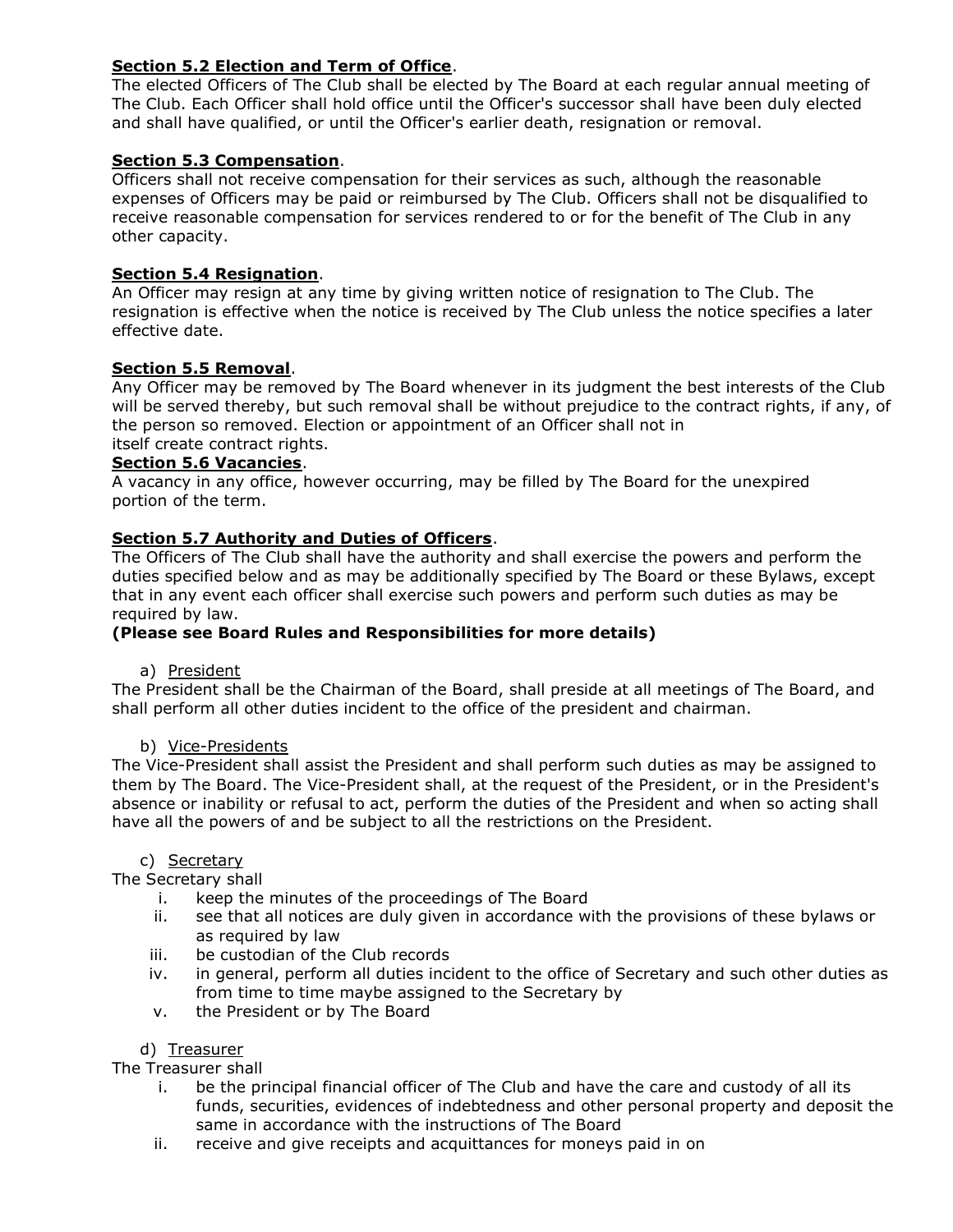**Section 5.2 Election and Term of Office**.
The elected Officers of The Club shall be elected by The Board at each regular annual meeting of The Club. Each Officer shall hold office until the Officer's successor shall have been duly elected and shall have qualified, or until the Officer's earlier death, resignation or removal.

**Section 5.3 Compensation**.
Officers shall not receive compensation for their services as such, although the reasonable expenses of Officers may be paid or reimbursed by The Club. Officers shall not be disqualified to receive reasonable compensation for services rendered to or for the benefit of The Club in any other capacity.

**Section 5.4 Resignation**.
An Officer may resign at any time by giving written notice of resignation to The Club. The resignation is effective when the notice is received by The Club unless the notice specifies a later effective date.

**Section 5.5 Removal**.
Any Officer may be removed by The Board whenever in its judgment the best interests of the Club will be served thereby, but such removal shall be without prejudice to the contract rights, if any, of the person so removed. Election or appointment of an Officer shall not in itself create contract rights.

**Section 5.6 Vacancies**.
A vacancy in any office, however occurring, may be filled by The Board for the unexpired portion of the term.

**Section 5.7 Authority and Duties of Officers**.
The Officers of The Club shall have the authority and shall exercise the powers and perform the duties specified below and as may be additionally specified by The Board or these Bylaws, except that in any event each officer shall exercise such powers and perform such duties as may be required by law.
**(Please see Board Rules and Responsibilities for more details)**

a) President

The President shall be the Chairman of the Board, shall preside at all meetings of The Board, and shall perform all other duties incident to the office of the president and chairman.

b) Vice-Presidents

The Vice-President shall assist the President and shall perform such duties as may be assigned to them by The Board. The Vice-President shall, at the request of the President, or in the President's absence or inability or refusal to act, perform the duties of the President and when so acting shall have all the powers of and be subject to all the restrictions on the President.

c) Secretary

The Secretary shall

i. keep the minutes of the proceedings of The Board
ii. see that all notices are duly given in accordance with the provisions of these bylaws or as required by law
iii. be custodian of the Club records
iv. in general, perform all duties incident to the office of Secretary and such other duties as from time to time maybe assigned to the Secretary by
v. the President or by The Board

d) Treasurer

The Treasurer shall

i. be the principal financial officer of The Club and have the care and custody of all its funds, securities, evidences of indebtedness and other personal property and deposit the same in accordance with the instructions of The Board
ii. receive and give receipts and acquittances for moneys paid in on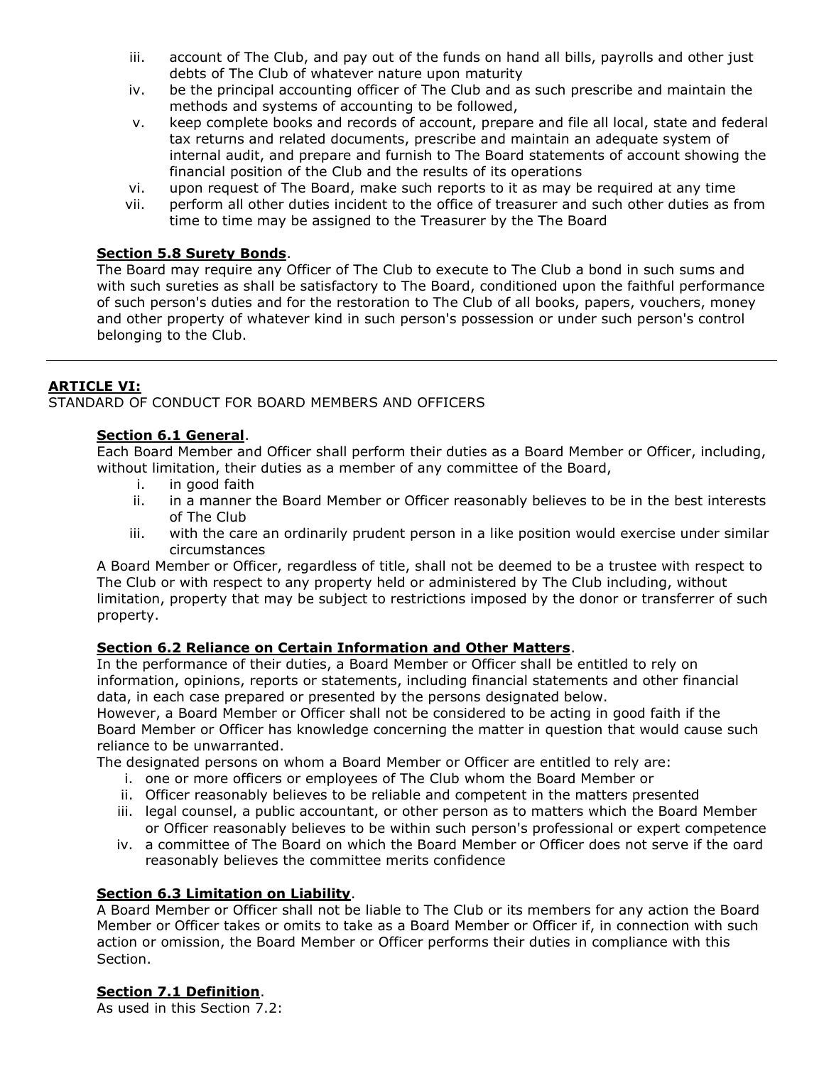iii. account of The Club, and pay out of the funds on hand all bills, payrolls and other just debts of The Club of whatever nature upon maturity
iv. be the principal accounting officer of The Club and as such prescribe and maintain the methods and systems of accounting to be followed,
v. keep complete books and records of account, prepare and file all local, state and federal tax returns and related documents, prescribe and maintain an adequate system of internal audit, and prepare and furnish to The Board statements of account showing the financial position of the Club and the results of its operations
vi. upon request of The Board, make such reports to it as may be required at any time
vii. perform all other duties incident to the office of treasurer and such other duties as from time to time may be assigned to the Treasurer by the The Board

**Section 5.8 Surety Bonds**.
The Board may require any Officer of The Club to execute to The Club a bond in such sums and with such sureties as shall be satisfactory to The Board, conditioned upon the faithful performance of such person's duties and for the restoration to The Club of all books, papers, vouchers, money and other property of whatever kind in such person's possession or under such person's control belonging to the Club.

---

## ARTICLE VI:

STANDARD OF CONDUCT FOR BOARD MEMBERS AND OFFICERS

**Section 6.1 General**.
Each Board Member and Officer shall perform their duties as a Board Member or Officer, including, without limitation, their duties as a member of any committee of the Board,

i. in good faith
ii. in a manner the Board Member or Officer reasonably believes to be in the best interests of The Club
iii. with the care an ordinarily prudent person in a like position would exercise under similar circumstances

A Board Member or Officer, regardless of title, shall not be deemed to be a trustee with respect to The Club or with respect to any property held or administered by The Club including, without limitation, property that may be subject to restrictions imposed by the donor or transferrer of such property.

**Section 6.2 Reliance on Certain Information and Other Matters**.
In the performance of their duties, a Board Member or Officer shall be entitled to rely on information, opinions, reports or statements, including financial statements and other financial data, in each case prepared or presented by the persons designated below.
However, a Board Member or Officer shall not be considered to be acting in good faith if the Board Member or Officer has knowledge concerning the matter in question that would cause such reliance to be unwarranted.
The designated persons on whom a Board Member or Officer are entitled to rely are:

i. one or more officers or employees of The Club whom the Board Member or
ii. Officer reasonably believes to be reliable and competent in the matters presented
iii. legal counsel, a public accountant, or other person as to matters which the Board Member or Officer reasonably believes to be within such person's professional or expert competence
iv. a committee of The Board on which the Board Member or Officer does not serve if the oard reasonably believes the committee merits confidence

**Section 6.3 Limitation on Liability**.
A Board Member or Officer shall not be liable to The Club or its members for any action the Board Member or Officer takes or omits to take as a Board Member or Officer if, in connection with such action or omission, the Board Member or Officer performs their duties in compliance with this Section.

**Section 7.1 Definition**.
As used in this Section 7.2: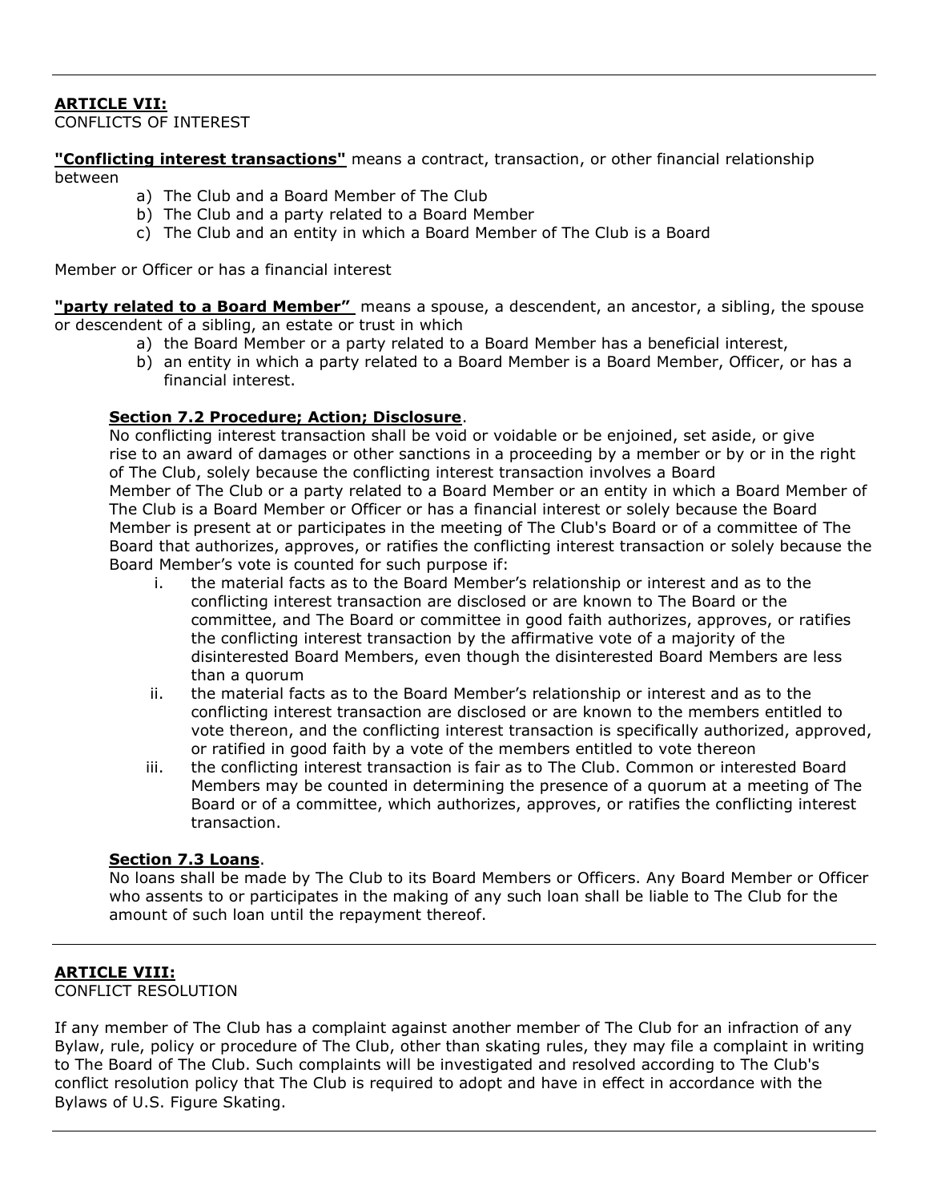---

**ARTICLE VII:**
CONFLICTS OF INTEREST

**"Conflicting interest transactions"** means a contract, transaction, or other financial relationship between

a) The Club and a Board Member of The Club
b) The Club and a party related to a Board Member
c) The Club and an entity in which a Board Member of The Club is a Board

Member or Officer or has a financial interest

**"party related to a Board Member"** means a spouse, a descendent, an ancestor, a sibling, the spouse or descendent of a sibling, an estate or trust in which

a) the Board Member or a party related to a Board Member has a beneficial interest,
b) an entity in which a party related to a Board Member is a Board Member, Officer, or has a financial interest.

**Section 7.2 Procedure; Action; Disclosure**.
No conflicting interest transaction shall be void or voidable or be enjoined, set aside, or give rise to an award of damages or other sanctions in a proceeding by a member or by or in the right of The Club, solely because the conflicting interest transaction involves a Board Member of The Club or a party related to a Board Member or an entity in which a Board Member of The Club is a Board Member or Officer or has a financial interest or solely because the Board Member is present at or participates in the meeting of The Club's Board or of a committee of The Board that authorizes, approves, or ratifies the conflicting interest transaction or solely because the Board Member's vote is counted for such purpose if:

i. the material facts as to the Board Member's relationship or interest and as to the conflicting interest transaction are disclosed or are known to The Board or the committee, and The Board or committee in good faith authorizes, approves, or ratifies the conflicting interest transaction by the affirmative vote of a majority of the disinterested Board Members, even though the disinterested Board Members are less than a quorum
ii. the material facts as to the Board Member's relationship or interest and as to the conflicting interest transaction are disclosed or are known to the members entitled to vote thereon, and the conflicting interest transaction is specifically authorized, approved, or ratified in good faith by a vote of the members entitled to vote thereon
iii. the conflicting interest transaction is fair as to The Club. Common or interested Board Members may be counted in determining the presence of a quorum at a meeting of The Board or of a committee, which authorizes, approves, or ratifies the conflicting interest transaction.

**Section 7.3 Loans**.
No loans shall be made by The Club to its Board Members or Officers. Any Board Member or Officer who assents to or participates in the making of any such loan shall be liable to The Club for the amount of such loan until the repayment thereof.

---

**ARTICLE VIII:**
CONFLICT RESOLUTION

If any member of The Club has a complaint against another member of The Club for an infraction of any Bylaw, rule, policy or procedure of The Club, other than skating rules, they may file a complaint in writing to The Board of The Club. Such complaints will be investigated and resolved according to The Club's conflict resolution policy that The Club is required to adopt and have in effect in accordance with the Bylaws of U.S. Figure Skating.

---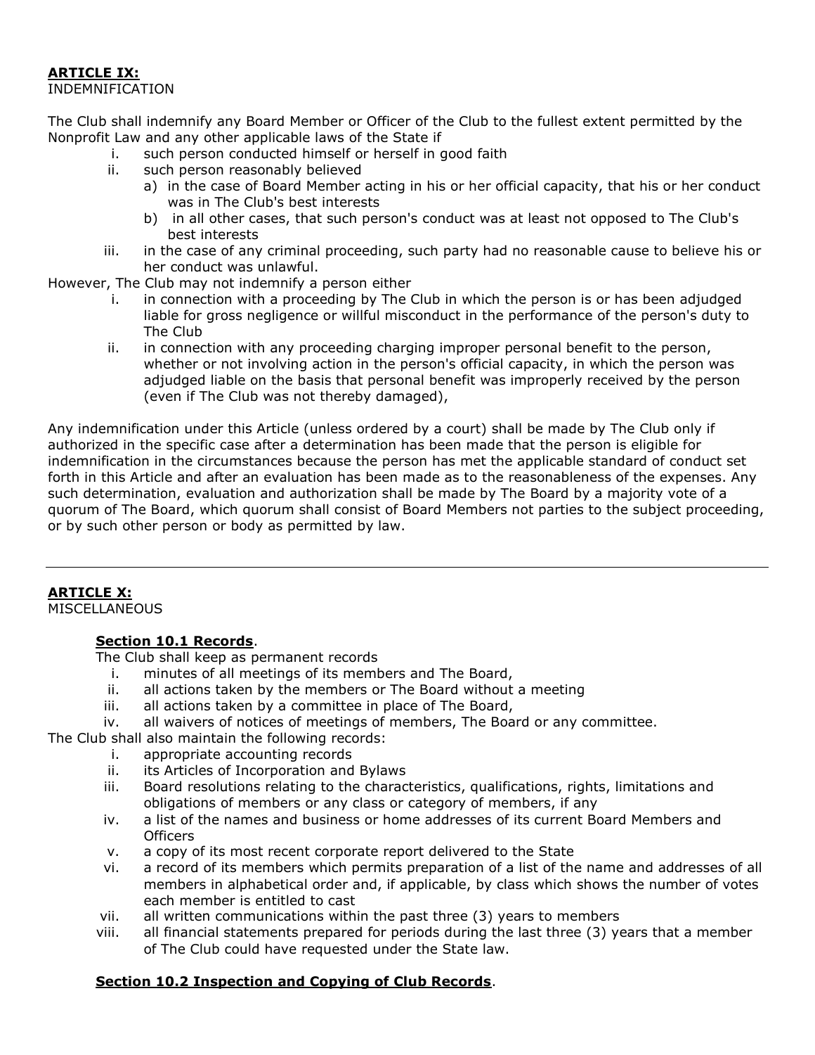**ARTICLE IX:**
INDEMNIFICATION

The Club shall indemnify any Board Member or Officer of the Club to the fullest extent permitted by the Nonprofit Law and any other applicable laws of the State if

i. such person conducted himself or herself in good faith
ii. such person reasonably believed
   a) in the case of Board Member acting in his or her official capacity, that his or her conduct was in The Club's best interests
   b) in all other cases, that such person's conduct was at least not opposed to The Club's best interests
iii. in the case of any criminal proceeding, such party had no reasonable cause to believe his or her conduct was unlawful.

However, The Club may not indemnify a person either

i. in connection with a proceeding by The Club in which the person is or has been adjudged liable for gross negligence or willful misconduct in the performance of the person's duty to The Club
ii. in connection with any proceeding charging improper personal benefit to the person, whether or not involving action in the person's official capacity, in which the person was adjudged liable on the basis that personal benefit was improperly received by the person (even if The Club was not thereby damaged),

Any indemnification under this Article (unless ordered by a court) shall be made by The Club only if authorized in the specific case after a determination has been made that the person is eligible for indemnification in the circumstances because the person has met the applicable standard of conduct set forth in this Article and after an evaluation has been made as to the reasonableness of the expenses. Any such determination, evaluation and authorization shall be made by The Board by a majority vote of a quorum of The Board, which quorum shall consist of Board Members not parties to the subject proceeding, or by such other person or body as permitted by law.

---

**ARTICLE X:**
MISCELLANEOUS

**Section 10.1 Records**.

The Club shall keep as permanent records

i. minutes of all meetings of its members and The Board,
ii. all actions taken by the members or The Board without a meeting
iii. all actions taken by a committee in place of The Board,
iv. all waivers of notices of meetings of members, The Board or any committee.

The Club shall also maintain the following records:

i. appropriate accounting records
ii. its Articles of Incorporation and Bylaws
iii. Board resolutions relating to the characteristics, qualifications, rights, limitations and obligations of members or any class or category of members, if any
iv. a list of the names and business or home addresses of its current Board Members and Officers
v. a copy of its most recent corporate report delivered to the State
vi. a record of its members which permits preparation of a list of the name and addresses of all members in alphabetical order and, if applicable, by class which shows the number of votes each member is entitled to cast
vii. all written communications within the past three (3) years to members
viii. all financial statements prepared for periods during the last three (3) years that a member of The Club could have requested under the State law.

**Section 10.2 Inspection and Copying of Club Records**.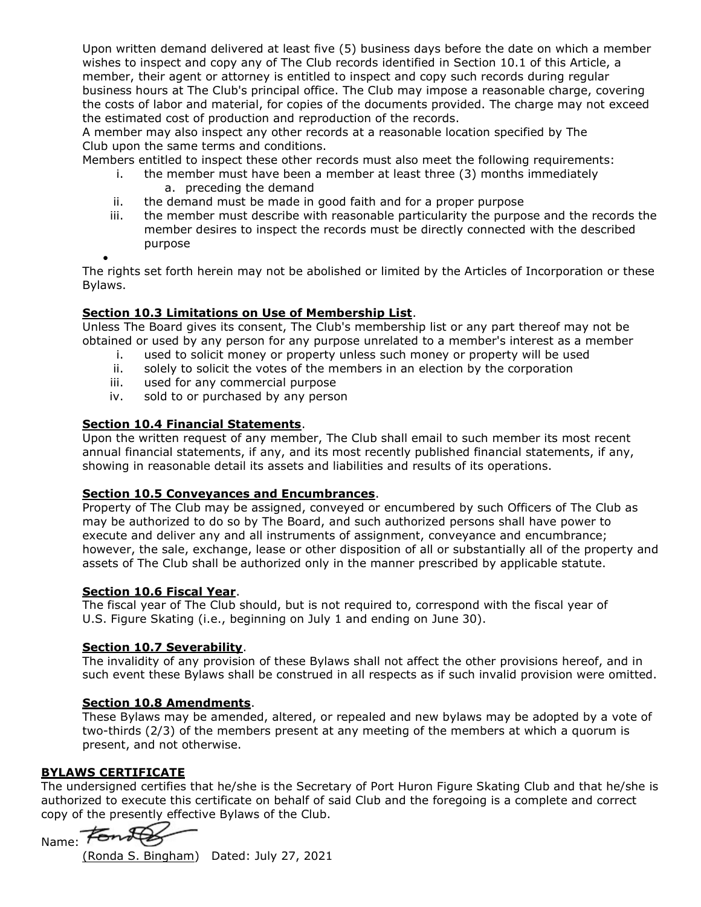Upon written demand delivered at least five (5) business days before the date on which a member wishes to inspect and copy any of The Club records identified in Section 10.1 of this Article, a member, their agent or attorney is entitled to inspect and copy such records during regular business hours at The Club's principal office. The Club may impose a reasonable charge, covering the costs of labor and material, for copies of the documents provided. The charge may not exceed the estimated cost of production and reproduction of the records.
A member may also inspect any other records at a reasonable location specified by The Club upon the same terms and conditions.
Members entitled to inspect these other records must also meet the following requirements:

i. the member must have been a member at least three (3) months immediately
   a. preceding the demand
ii. the demand must be made in good faith and for a proper purpose
iii. the member must describe with reasonable particularity the purpose and the records the member desires to inspect the records must be directly connected with the described purpose

- 

The rights set forth herein may not be abolished or limited by the Articles of Incorporation or these Bylaws.

**Section 10.3 Limitations on Use of Membership List**.
Unless The Board gives its consent, The Club's membership list or any part thereof may not be obtained or used by any person for any purpose unrelated to a member's interest as a member

i. used to solicit money or property unless such money or property will be used
ii. solely to solicit the votes of the members in an election by the corporation
iii. used for any commercial purpose
iv. sold to or purchased by any person

**Section 10.4 Financial Statements**.
Upon the written request of any member, The Club shall email to such member its most recent annual financial statements, if any, and its most recently published financial statements, if any, showing in reasonable detail its assets and liabilities and results of its operations.

**Section 10.5 Conveyances and Encumbrances**.
Property of The Club may be assigned, conveyed or encumbered by such Officers of The Club as may be authorized to do so by The Board, and such authorized persons shall have power to execute and deliver any and all instruments of assignment, conveyance and encumbrance; however, the sale, exchange, lease or other disposition of all or substantially all of the property and assets of The Club shall be authorized only in the manner prescribed by applicable statute.

**Section 10.6 Fiscal Year**.
The fiscal year of The Club should, but is not required to, correspond with the fiscal year of U.S. Figure Skating (i.e., beginning on July 1 and ending on June 30).

**Section 10.7 Severability**.
The invalidity of any provision of these Bylaws shall not affect the other provisions hereof, and in such event these Bylaws shall be construed in all respects as if such invalid provision were omitted.

**Section 10.8 Amendments**.
These Bylaws may be amended, altered, or repealed and new bylaws may be adopted by a vote of two-thirds (2/3) of the members present at any meeting of the members at which a quorum is present, and not otherwise.

**BYLAWS CERTIFICATE**

The undersigned certifies that he/she is the Secretary of Port Huron Figure Skating Club and that he/she is authorized to execute this certificate on behalf of said Club and the foregoing is a complete and correct copy of the presently effective Bylaws of the Club.

Name: 

(Ronda S. Bingham) Dated: July 27, 2021